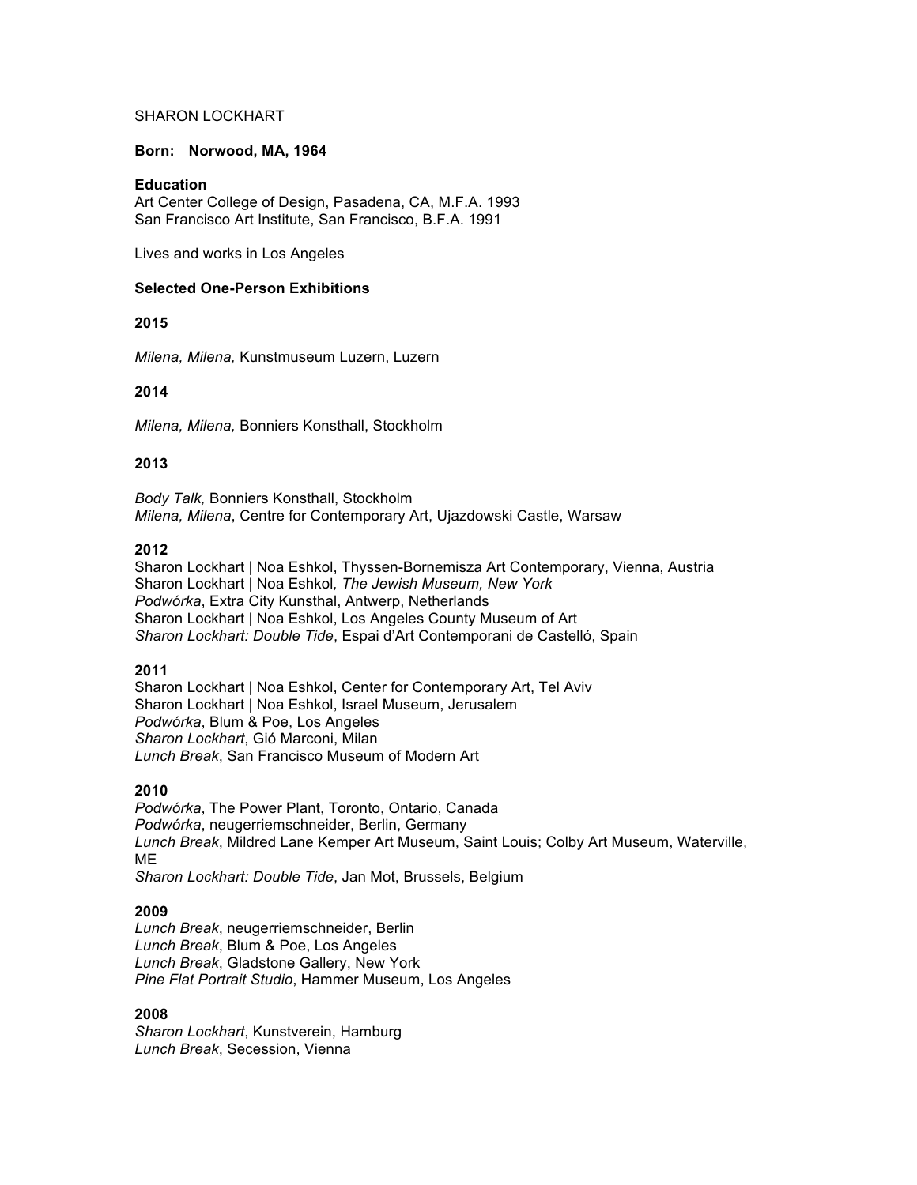SHARON LOCKHART

**Born: Norwood, MA, 1964**

**Education**

Art Center College of Design, Pasadena, CA, M.F.A. 1993
San Francisco Art Institute, San Francisco, B.F.A. 1991

Lives and works in Los Angeles

**Selected One-Person Exhibitions**

**2015**

*Milena, Milena,* Kunstmuseum Luzern, Luzern

**2014**

*Milena, Milena,* Bonniers Konsthall, Stockholm

**2013**

*Body Talk,* Bonniers Konsthall, Stockholm
*Milena, Milena*, Centre for Contemporary Art, Ujazdowski Castle, Warsaw

**2012**

Sharon Lockhart | Noa Eshkol, Thyssen-Bornemisza Art Contemporary, Vienna, Austria
Sharon Lockhart | Noa Eshkol*, The Jewish Museum, New York*
*Podwórka*, Extra City Kunsthal, Antwerp, Netherlands
Sharon Lockhart | Noa Eshkol, Los Angeles County Museum of Art
*Sharon Lockhart: Double Tide*, Espai d'Art Contemporani de Castelló, Spain

**2011**

Sharon Lockhart | Noa Eshkol, Center for Contemporary Art, Tel Aviv
Sharon Lockhart | Noa Eshkol, Israel Museum, Jerusalem
*Podwórka*, Blum & Poe, Los Angeles
*Sharon Lockhart*, Gió Marconi, Milan
*Lunch Break*, San Francisco Museum of Modern Art

**2010**

*Podwórka*, The Power Plant, Toronto, Ontario, Canada
*Podwórka*, neugerriemschneider, Berlin, Germany
*Lunch Break*, Mildred Lane Kemper Art Museum, Saint Louis; Colby Art Museum, Waterville, ME
*Sharon Lockhart: Double Tide*, Jan Mot, Brussels, Belgium

**2009**

*Lunch Break*, neugerriemschneider, Berlin
*Lunch Break*, Blum & Poe, Los Angeles
*Lunch Break*, Gladstone Gallery, New York
*Pine Flat Portrait Studio*, Hammer Museum, Los Angeles

**2008**

*Sharon Lockhart*, Kunstverein, Hamburg
*Lunch Break*, Secession, Vienna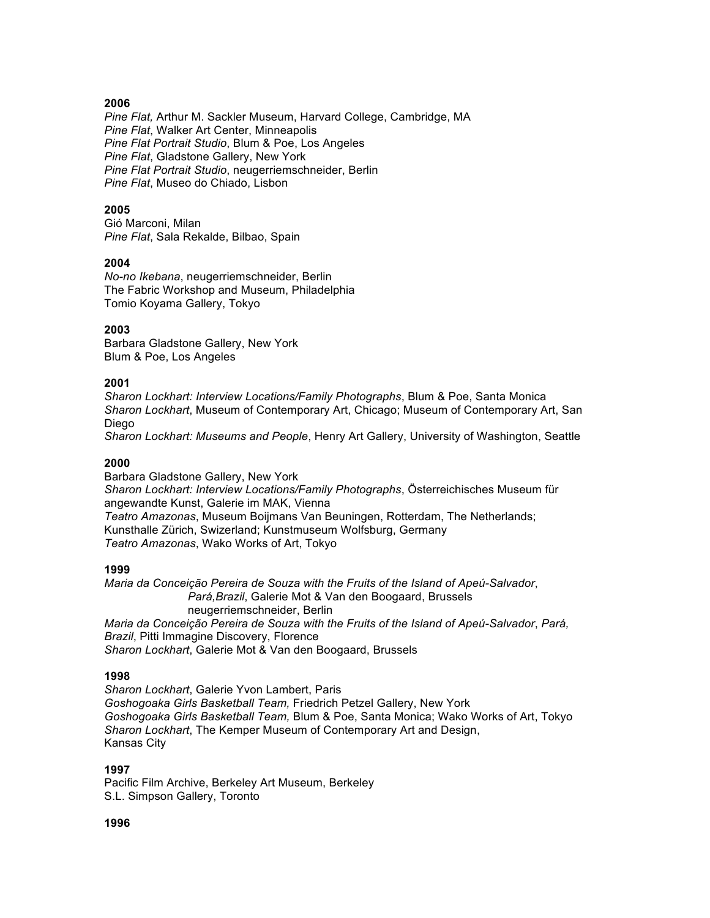**2006**

*Pine Flat,* Arthur M. Sackler Museum, Harvard College, Cambridge, MA
*Pine Flat*, Walker Art Center, Minneapolis
*Pine Flat Portrait Studio*, Blum & Poe, Los Angeles
*Pine Flat*, Gladstone Gallery, New York
*Pine Flat Portrait Studio*, neugerriemschneider, Berlin
*Pine Flat*, Museo do Chiado, Lisbon

**2005**

Gió Marconi, Milan
*Pine Flat*, Sala Rekalde, Bilbao, Spain

**2004**

*No-no Ikebana*, neugerriemschneider, Berlin
The Fabric Workshop and Museum, Philadelphia
Tomio Koyama Gallery, Tokyo

**2003**

Barbara Gladstone Gallery, New York
Blum & Poe, Los Angeles

**2001**

*Sharon Lockhart: Interview Locations/Family Photographs*, Blum & Poe, Santa Monica
*Sharon Lockhart*, Museum of Contemporary Art, Chicago; Museum of Contemporary Art, San Diego
*Sharon Lockhart: Museums and People*, Henry Art Gallery, University of Washington, Seattle

**2000**

Barbara Gladstone Gallery, New York
*Sharon Lockhart: Interview Locations/Family Photographs*, Österreichisches Museum für angewandte Kunst, Galerie im MAK, Vienna
*Teatro Amazonas*, Museum Boijmans Van Beuningen, Rotterdam, The Netherlands; Kunsthalle Zürich, Swizerland; Kunstmuseum Wolfsburg, Germany
*Teatro Amazonas*, Wako Works of Art, Tokyo

**1999**

*Maria da Conceição Pereira de Souza with the Fruits of the Island of Apeú-Salvador*, *Pará,Brazil*, Galerie Mot & Van den Boogaard, Brussels
neugerriemschneider, Berlin
*Maria da Conceição Pereira de Souza with the Fruits of the Island of Apeú-Salvador*, *Pará, Brazil*, Pitti Immagine Discovery, Florence
*Sharon Lockhart*, Galerie Mot & Van den Boogaard, Brussels

**1998**

*Sharon Lockhart*, Galerie Yvon Lambert, Paris
*Goshogoaka Girls Basketball Team,* Friedrich Petzel Gallery, New York
*Goshogoaka Girls Basketball Team,* Blum & Poe, Santa Monica; Wako Works of Art, Tokyo
*Sharon Lockhart*, The Kemper Museum of Contemporary Art and Design, Kansas City

**1997**

Pacific Film Archive, Berkeley Art Museum, Berkeley
S.L. Simpson Gallery, Toronto

**1996**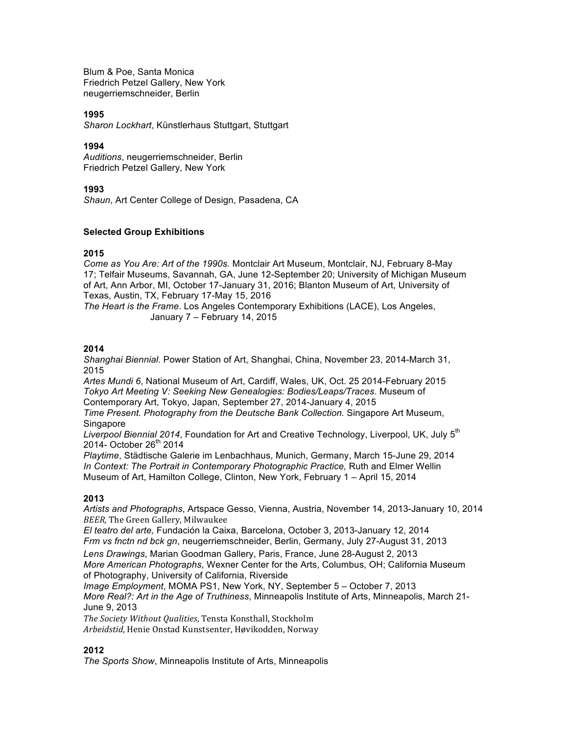Blum & Poe, Santa Monica
Friedrich Petzel Gallery, New York
neugerriemschneider, Berlin

**1995**
*Sharon Lockhart*, Künstlerhaus Stuttgart, Stuttgart

**1994**
*Auditions*, neugerriemschneider, Berlin
Friedrich Petzel Gallery, New York

**1993**
*Shaun*, Art Center College of Design, Pasadena, CA

**Selected Group Exhibitions**

**2015**
*Come as You Are: Art of the 1990s.* Montclair Art Museum, Montclair, NJ, February 8-May 17; Telfair Museums, Savannah, GA, June 12-September 20; University of Michigan Museum of Art, Ann Arbor, MI, October 17-January 31, 2016; Blanton Museum of Art, University of Texas, Austin, TX, February 17-May 15, 2016
*The Heart is the Frame*. Los Angeles Contemporary Exhibitions (LACE), Los Angeles, January 7 – February 14, 2015

**2014**
*Shanghai Biennial*. Power Station of Art, Shanghai, China, November 23, 2014-March 31, 2015
*Artes Mundi 6*, National Museum of Art, Cardiff, Wales, UK, Oct. 25 2014-February 2015
*Tokyo Art Meeting V: Seeking New Genealogies: Bodies/Leaps/Traces*. Museum of Contemporary Art, Tokyo, Japan, September 27, 2014-January 4, 2015
*Time Present. Photography from the Deutsche Bank Collection.* Singapore Art Museum, Singapore
*Liverpool Biennial 2014*, Foundation for Art and Creative Technology, Liverpool, UK, July 5th 2014- October 26th 2014
*Playtime*, Städtische Galerie im Lenbachhaus, Munich, Germany, March 15-June 29, 2014
*In Context: The Portrait in Contemporary Photographic Practice,* Ruth and Elmer Wellin Museum of Art, Hamilton College, Clinton, New York, February 1 – April 15, 2014

**2013**
*Artists and Photographs*, Artspace Gesso, Vienna, Austria, November 14, 2013-January 10, 2014
*BEER,* The Green Gallery, Milwaukee
*El teatro del arte,* Fundación la Caixa, Barcelona, October 3, 2013-January 12, 2014
*Frm vs fnctn nd bck gn*, neugerriemschneider, Berlin, Germany, July 27-August 31, 2013
*Lens Drawings*, Marian Goodman Gallery, Paris, France, June 28-August 2, 2013
*More American Photographs*, Wexner Center for the Arts, Columbus, OH; California Museum of Photography, University of California, Riverside
*Image Employment*, MOMA PS1, New York, NY, September 5 – October 7, 2013
*More Real?: Art in the Age of Truthiness*, Minneapolis Institute of Arts, Minneapolis, March 21-June 9, 2013
*The Society Without Qualities,* Tensta Konsthall, Stockholm
*Arbeidstid,* Henie Onstad Kunstsenter, Høvikodden, Norway

**2012**
*The Sports Show*, Minneapolis Institute of Arts, Minneapolis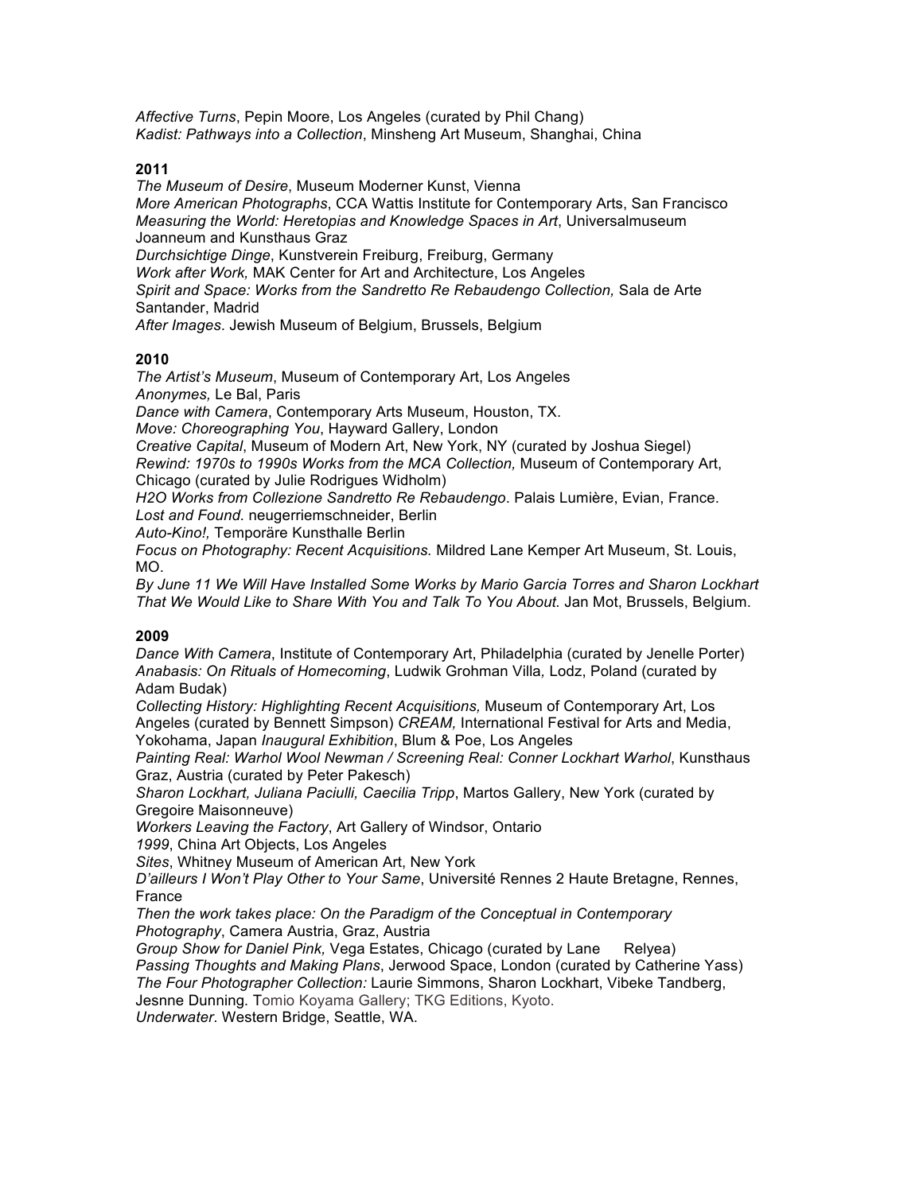*Affective Turns*, Pepin Moore, Los Angeles (curated by Phil Chang)
*Kadist: Pathways into a Collection*, Minsheng Art Museum, Shanghai, China

**2011**

*The Museum of Desire*, Museum Moderner Kunst, Vienna
*More American Photographs*, CCA Wattis Institute for Contemporary Arts, San Francisco
*Measuring the World: Heretopias and Knowledge Spaces in Art*, Universalmuseum Joanneum and Kunsthaus Graz
*Durchsichtige Dinge*, Kunstverein Freiburg, Freiburg, Germany
*Work after Work,* MAK Center for Art and Architecture, Los Angeles
*Spirit and Space: Works from the Sandretto Re Rebaudengo Collection,* Sala de Arte Santander, Madrid
*After Images*. Jewish Museum of Belgium, Brussels, Belgium

**2010**

*The Artist's Museum*, Museum of Contemporary Art, Los Angeles
*Anonymes,* Le Bal, Paris
*Dance with Camera*, Contemporary Arts Museum, Houston, TX.
*Move: Choreographing You*, Hayward Gallery, London
*Creative Capital*, Museum of Modern Art, New York, NY (curated by Joshua Siegel)
*Rewind: 1970s to 1990s Works from the MCA Collection,* Museum of Contemporary Art, Chicago (curated by Julie Rodrigues Widholm)
*H2O Works from Collezione Sandretto Re Rebaudengo*. Palais Lumière, Evian, France.
*Lost and Found.* neugerriemschneider, Berlin
*Auto-Kino!,* Temporäre Kunsthalle Berlin
*Focus on Photography: Recent Acquisitions.* Mildred Lane Kemper Art Museum, St. Louis, MO.
*By June 11 We Will Have Installed Some Works by Mario Garcia Torres and Sharon Lockhart That We Would Like to Share With You and Talk To You About.* Jan Mot, Brussels, Belgium.

**2009**

*Dance With Camera*, Institute of Contemporary Art, Philadelphia (curated by Jenelle Porter)
*Anabasis: On Rituals of Homecoming*, Ludwik Grohman Villa*,* Lodz, Poland (curated by Adam Budak)
*Collecting History: Highlighting Recent Acquisitions,* Museum of Contemporary Art, Los Angeles (curated by Bennett Simpson) *CREAM,* International Festival for Arts and Media, Yokohama, Japan *Inaugural Exhibition*, Blum & Poe, Los Angeles
*Painting Real: Warhol Wool Newman / Screening Real: Conner Lockhart Warhol*, Kunsthaus Graz, Austria (curated by Peter Pakesch)
*Sharon Lockhart, Juliana Paciulli, Caecilia Tripp*, Martos Gallery, New York (curated by Gregoire Maisonneuve)
*Workers Leaving the Factory*, Art Gallery of Windsor, Ontario
*1999*, China Art Objects, Los Angeles
*Sites*, Whitney Museum of American Art, New York
*D'ailleurs I Won't Play Other to Your Same*, Université Rennes 2 Haute Bretagne, Rennes, France
*Then the work takes place: On the Paradigm of the Conceptual in Contemporary Photography*, Camera Austria, Graz, Austria
*Group Show for Daniel Pink,* Vega Estates, Chicago (curated by Lane Relyea)
*Passing Thoughts and Making Plans*, Jerwood Space, London (curated by Catherine Yass)
*The Four Photographer Collection:* Laurie Simmons, Sharon Lockhart, Vibeke Tandberg, Jesnne Dunning. Tomio Koyama Gallery; TKG Editions, Kyoto.
*Underwater*. Western Bridge, Seattle, WA.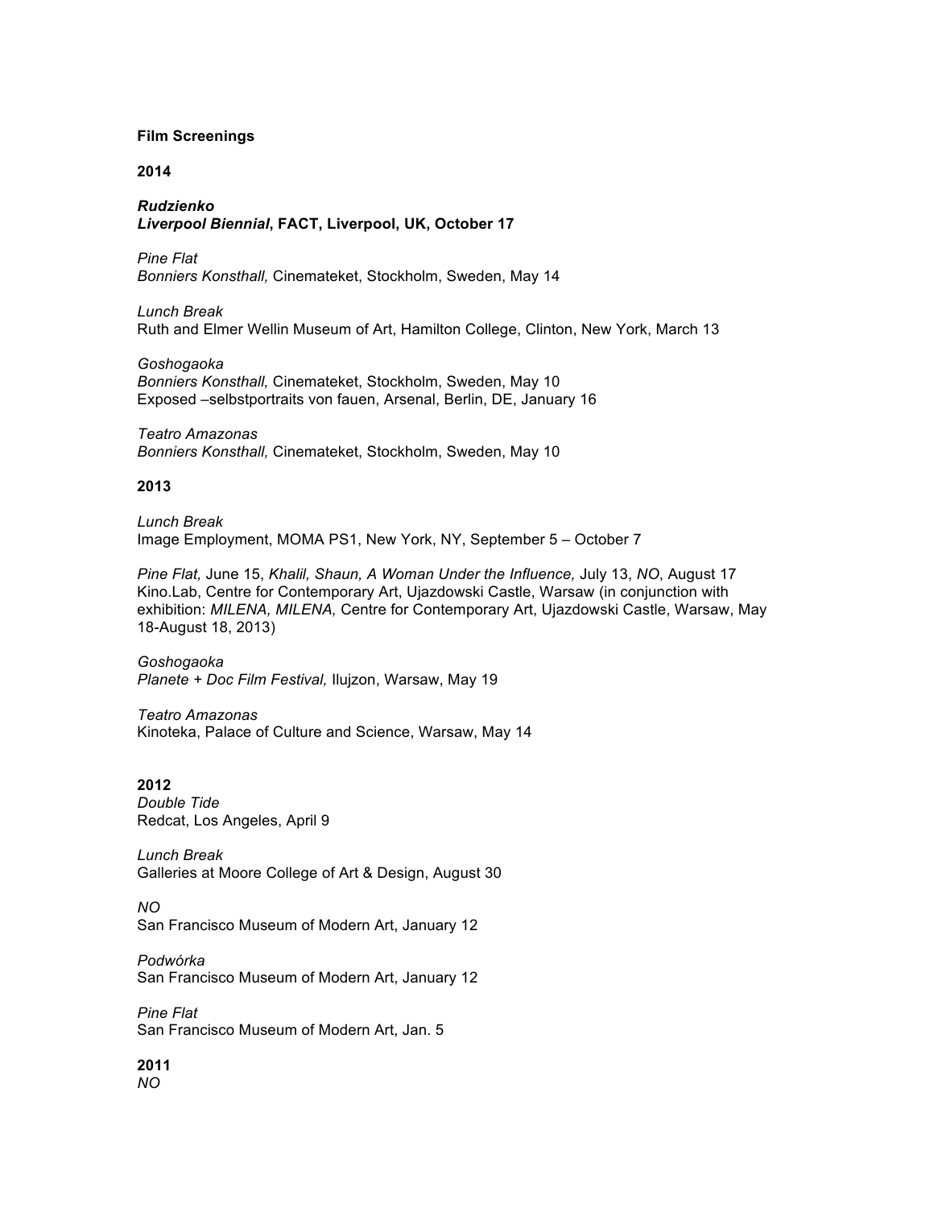**Film Screenings**

**2014**

***Rudzienko***
***Liverpool Biennial*, FACT, Liverpool, UK, October 17**

*Pine Flat*
*Bonniers Konsthall,* Cinemateket, Stockholm, Sweden, May 14

*Lunch Break*
Ruth and Elmer Wellin Museum of Art, Hamilton College, Clinton, New York, March 13

*Goshogaoka*
*Bonniers Konsthall,* Cinemateket, Stockholm, Sweden, May 10
Exposed –selbstportraits von fauen, Arsenal, Berlin, DE, January 16

*Teatro Amazonas*
*Bonniers Konsthall,* Cinemateket, Stockholm, Sweden, May 10

**2013**

*Lunch Break*
Image Employment, MOMA PS1, New York, NY, September 5 – October 7

*Pine Flat,* June 15, *Khalil, Shaun, A Woman Under the Influence,* July 13, *NO*, August 17
Kino.Lab, Centre for Contemporary Art, Ujazdowski Castle, Warsaw (in conjunction with exhibition: *MILENA, MILENA,* Centre for Contemporary Art, Ujazdowski Castle, Warsaw, May 18-August 18, 2013)

*Goshogaoka*
*Planete + Doc Film Festival,* Ilujzon, Warsaw, May 19

*Teatro Amazonas*
Kinoteka, Palace of Culture and Science, Warsaw, May 14

**2012**
*Double Tide*
Redcat, Los Angeles, April 9

*Lunch Break*
Galleries at Moore College of Art & Design, August 30

*NO*
San Francisco Museum of Modern Art, January 12

*Podwórka*
San Francisco Museum of Modern Art, January 12

*Pine Flat*
San Francisco Museum of Modern Art, Jan. 5

**2011**
*NO*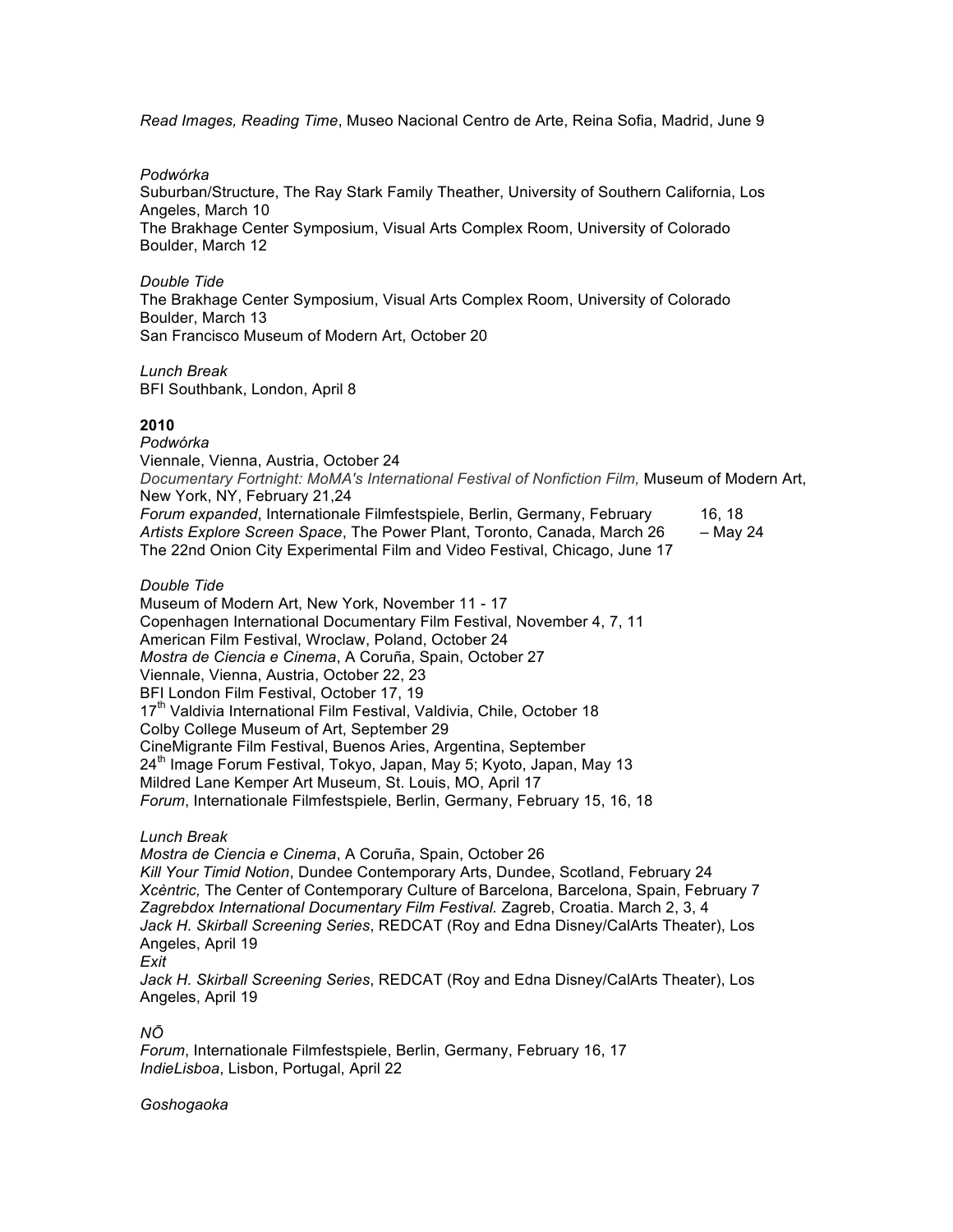*Read Images, Reading Time*, Museo Nacional Centro de Arte, Reina Sofia, Madrid, June 9

*Podwórka*
Suburban/Structure, The Ray Stark Family Theather, University of Southern California, Los Angeles, March 10
The Brakhage Center Symposium, Visual Arts Complex Room, University of Colorado Boulder, March 12

*Double Tide*
The Brakhage Center Symposium, Visual Arts Complex Room, University of Colorado Boulder, March 13
San Francisco Museum of Modern Art, October 20

*Lunch Break*
BFI Southbank, London, April 8

**2010**
*Podwórka*
Viennale, Vienna, Austria, October 24
*Documentary Fortnight: MoMA's International Festival of Nonfiction Film,* Museum of Modern Art, New York, NY, February 21,24
*Forum expanded*, Internationale Filmfestspiele, Berlin, Germany, February 16, 18
*Artists Explore Screen Space*, The Power Plant, Toronto, Canada, March 26 – May 24
The 22nd Onion City Experimental Film and Video Festival, Chicago, June 17

*Double Tide*
Museum of Modern Art, New York, November 11 - 17
Copenhagen International Documentary Film Festival, November 4, 7, 11
American Film Festival, Wroclaw, Poland, October 24
*Mostra de Ciencia e Cinema*, A Coruña, Spain, October 27
Viennale, Vienna, Austria, October 22, 23
BFI London Film Festival, October 17, 19
17th Valdivia International Film Festival, Valdivia, Chile, October 18
Colby College Museum of Art, September 29
CineMigrante Film Festival, Buenos Aries, Argentina, September
24th Image Forum Festival, Tokyo, Japan, May 5; Kyoto, Japan, May 13
Mildred Lane Kemper Art Museum, St. Louis, MO, April 17
*Forum*, Internationale Filmfestspiele, Berlin, Germany, February 15, 16, 18

*Lunch Break*
*Mostra de Ciencia e Cinema*, A Coruña, Spain, October 26
*Kill Your Timid Notion*, Dundee Contemporary Arts, Dundee, Scotland, February 24
*Xcèntric,* The Center of Contemporary Culture of Barcelona, Barcelona, Spain, February 7
*Zagrebdox International Documentary Film Festival.* Zagreb, Croatia. March 2, 3, 4
*Jack H. Skirball Screening Series*, REDCAT (Roy and Edna Disney/CalArts Theater), Los Angeles, April 19
*Exit*
*Jack H. Skirball Screening Series*, REDCAT (Roy and Edna Disney/CalArts Theater), Los Angeles, April 19

*NŌ*
*Forum*, Internationale Filmfestspiele, Berlin, Germany, February 16, 17
*IndieLisboa*, Lisbon, Portugal, April 22

*Goshogaoka*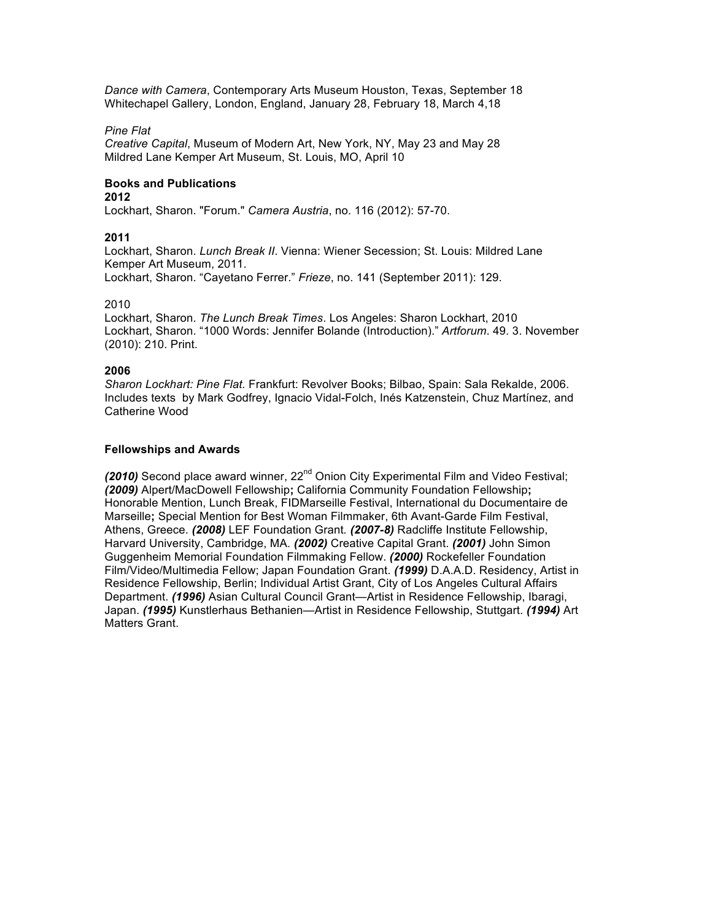*Dance with Camera*, Contemporary Arts Museum Houston, Texas, September 18
Whitechapel Gallery, London, England, January 28, February 18, March 4,18

*Pine Flat*
*Creative Capital*, Museum of Modern Art, New York, NY, May 23 and May 28
Mildred Lane Kemper Art Museum, St. Louis, MO, April 10

**Books and Publications**

**2012**

Lockhart, Sharon. "Forum." *Camera Austria*, no. 116 (2012): 57-70.

**2011**

Lockhart, Sharon. *Lunch Break II*. Vienna: Wiener Secession; St. Louis: Mildred Lane Kemper Art Museum, 2011.
Lockhart, Sharon. "Cayetano Ferrer." *Frieze*, no. 141 (September 2011): 129.

2010

Lockhart, Sharon. *The Lunch Break Times*. Los Angeles: Sharon Lockhart, 2010
Lockhart, Sharon. "1000 Words: Jennifer Bolande (Introduction)." *Artforum*. 49. 3. November (2010): 210. Print.

**2006**

*Sharon Lockhart: Pine Flat.* Frankfurt: Revolver Books; Bilbao, Spain: Sala Rekalde, 2006. Includes texts by Mark Godfrey, Ignacio Vidal-Folch, Inés Katzenstein, Chuz Martínez, and Catherine Wood

**Fellowships and Awards**

***(2010)*** Second place award winner, 22nd Onion City Experimental Film and Video Festival; ***(2009)*** Alpert/MacDowell Fellowship**;** California Community Foundation Fellowship**;** Honorable Mention, Lunch Break, FIDMarseille Festival, International du Documentaire de Marseille**;** Special Mention for Best Woman Filmmaker, 6th Avant-Garde Film Festival, Athens, Greece. ***(2008)*** LEF Foundation Grant. ***(2007-8)*** Radcliffe Institute Fellowship, Harvard University, Cambridge, MA. ***(2002)*** Creative Capital Grant. ***(2001)*** John Simon Guggenheim Memorial Foundation Filmmaking Fellow. ***(2000)*** Rockefeller Foundation Film/Video/Multimedia Fellow; Japan Foundation Grant. ***(1999)*** D.A.A.D. Residency, Artist in Residence Fellowship, Berlin; Individual Artist Grant, City of Los Angeles Cultural Affairs Department. ***(1996)*** Asian Cultural Council Grant—Artist in Residence Fellowship, Ibaragi, Japan. ***(1995)*** Kunstlerhaus Bethanien—Artist in Residence Fellowship, Stuttgart. ***(1994)*** Art Matters Grant.